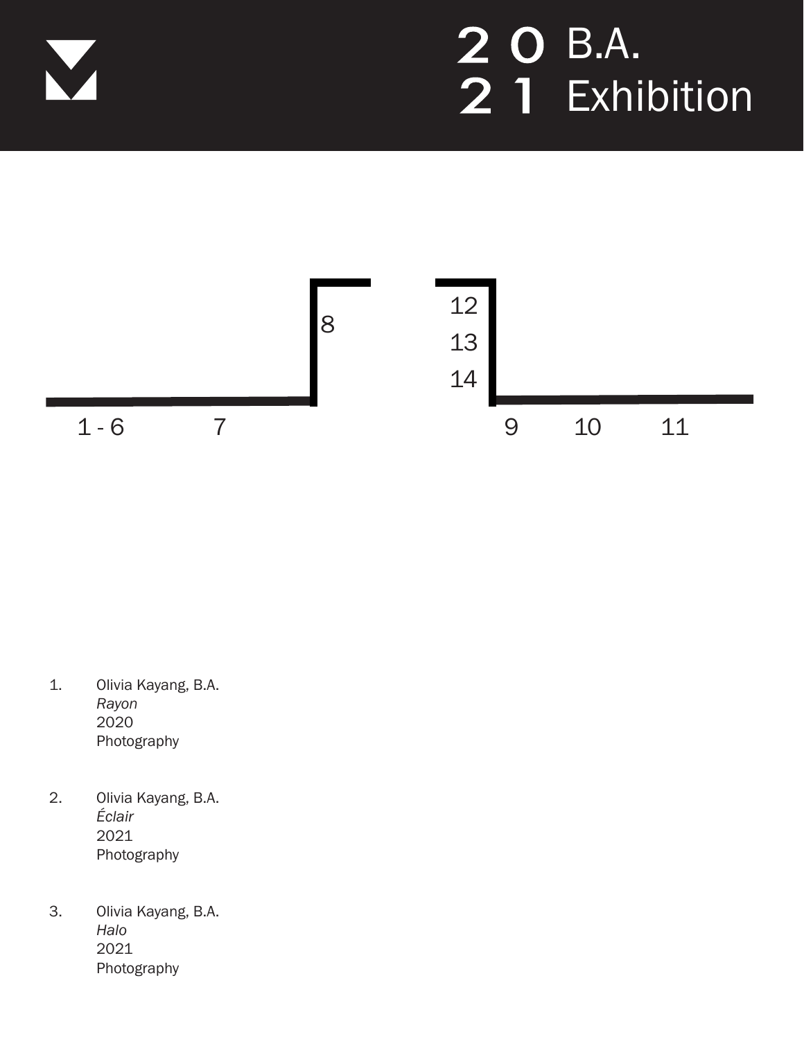# 2021 B.A. Exhibition

1 - 6 7 8 12 13 14 9 10 11

1. Olivia Kayang, B.A.
   *Rayon*
   2020
   Photography

2. Olivia Kayang, B.A.
   *Éclair*
   2021
   Photography

3. Olivia Kayang, B.A.
   *Halo*
   2021
   Photography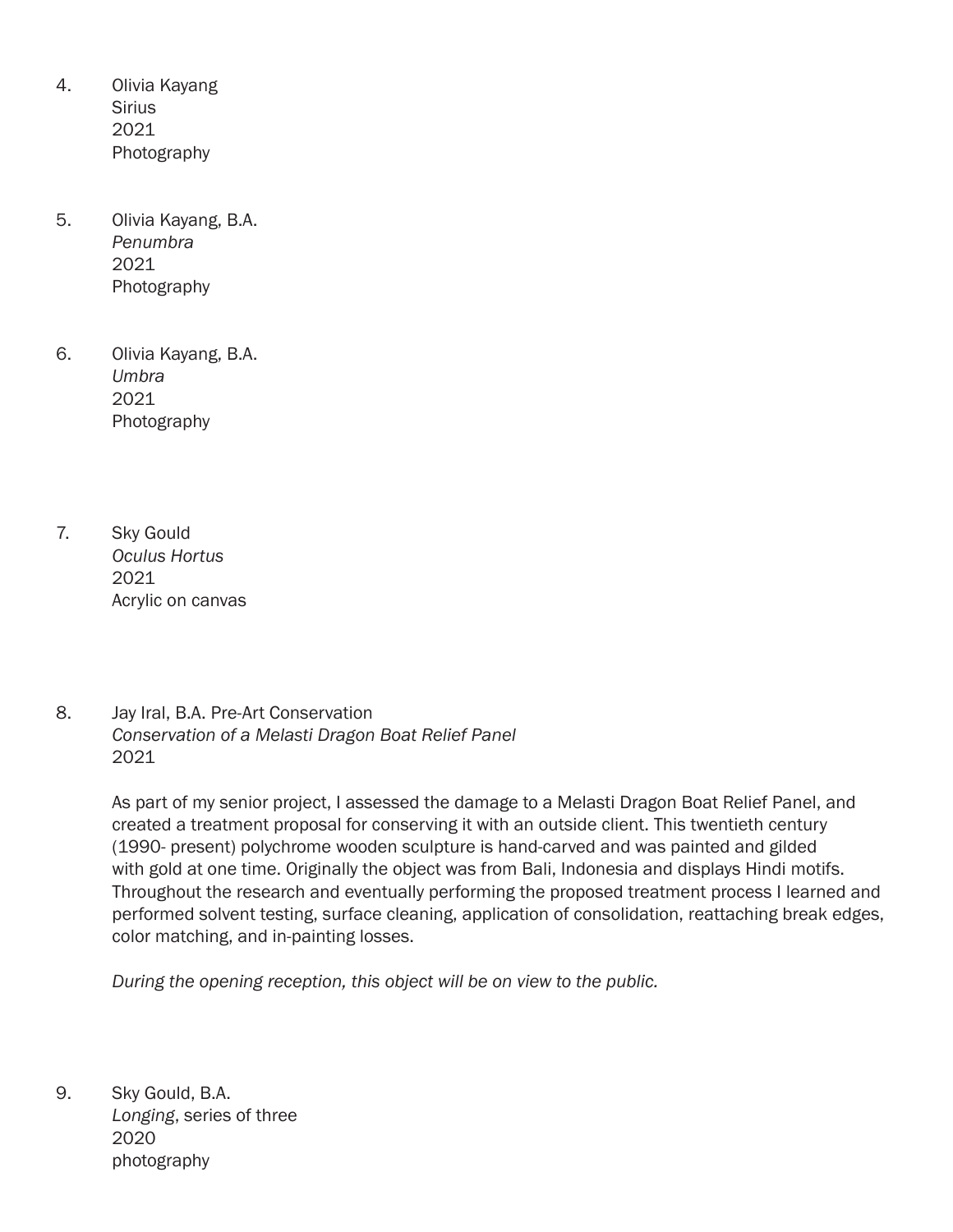4. Olivia Kayang
   Sirius
   2021
   Photography

5. Olivia Kayang, B.A.
   *Penumbra*
   2021
   Photography

6. Olivia Kayang, B.A.
   *Umbra*
   2021
   Photography

7. Sky Gould
   *Oculus Hortus*
   2021
   Acrylic on canvas

8. Jay Iral, B.A. Pre-Art Conservation
   *Conservation of a Melasti Dragon Boat Relief Panel*
   2021

   As part of my senior project, I assessed the damage to a Melasti Dragon Boat Relief Panel, and created a treatment proposal for conserving it with an outside client. This twentieth century (1990- present) polychrome wooden sculpture is hand-carved and was painted and gilded with gold at one time. Originally the object was from Bali, Indonesia and displays Hindi motifs. Throughout the research and eventually performing the proposed treatment process I learned and performed solvent testing, surface cleaning, application of consolidation, reattaching break edges, color matching, and in-painting losses.

   *During the opening reception, this object will be on view to the public.*

9. Sky Gould, B.A.
   *Longing*, series of three
   2020
   photography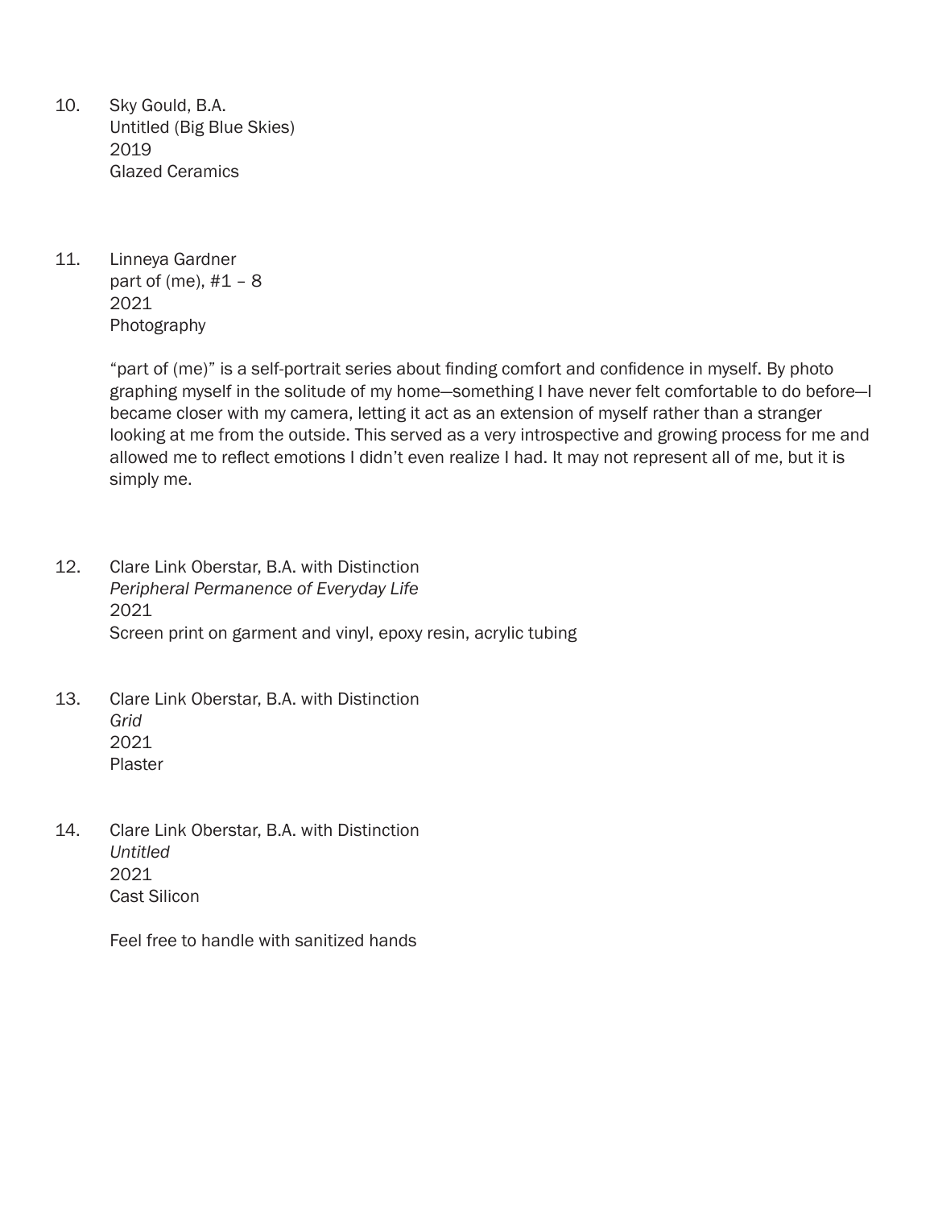10. Sky Gould, B.A.
    Untitled (Big Blue Skies)
    2019
    Glazed Ceramics

11. Linneya Gardner
    part of (me), #1 – 8
    2021
    Photography

    "part of (me)" is a self-portrait series about finding comfort and confidence in myself. By photo graphing myself in the solitude of my home—something I have never felt comfortable to do before—I became closer with my camera, letting it act as an extension of myself rather than a stranger looking at me from the outside. This served as a very introspective and growing process for me and allowed me to reflect emotions I didn't even realize I had. It may not represent all of me, but it is simply me.

12. Clare Link Oberstar, B.A. with Distinction
    *Peripheral Permanence of Everyday Life*
    2021
    Screen print on garment and vinyl, epoxy resin, acrylic tubing

13. Clare Link Oberstar, B.A. with Distinction
    *Grid*
    2021
    Plaster

14. Clare Link Oberstar, B.A. with Distinction
    *Untitled*
    2021
    Cast Silicon

    Feel free to handle with sanitized hands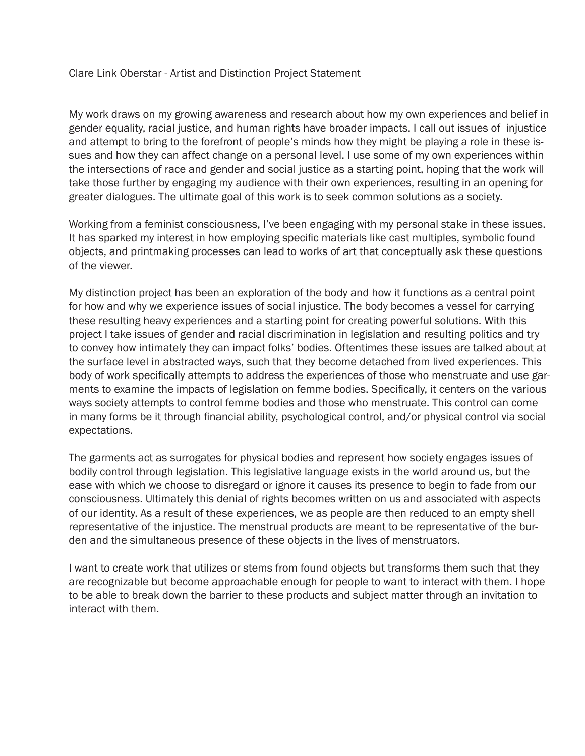Clare Link Oberstar - Artist and Distinction Project Statement

My work draws on my growing awareness and research about how my own experiences and belief in gender equality, racial justice, and human rights have broader impacts. I call out issues of injustice and attempt to bring to the forefront of people's minds how they might be playing a role in these issues and how they can affect change on a personal level. I use some of my own experiences within the intersections of race and gender and social justice as a starting point, hoping that the work will take those further by engaging my audience with their own experiences, resulting in an opening for greater dialogues. The ultimate goal of this work is to seek common solutions as a society.

Working from a feminist consciousness, I've been engaging with my personal stake in these issues. It has sparked my interest in how employing specific materials like cast multiples, symbolic found objects, and printmaking processes can lead to works of art that conceptually ask these questions of the viewer.

My distinction project has been an exploration of the body and how it functions as a central point for how and why we experience issues of social injustice. The body becomes a vessel for carrying these resulting heavy experiences and a starting point for creating powerful solutions. With this project I take issues of gender and racial discrimination in legislation and resulting politics and try to convey how intimately they can impact folks' bodies. Oftentimes these issues are talked about at the surface level in abstracted ways, such that they become detached from lived experiences. This body of work specifically attempts to address the experiences of those who menstruate and use garments to examine the impacts of legislation on femme bodies. Specifically, it centers on the various ways society attempts to control femme bodies and those who menstruate. This control can come in many forms be it through financial ability, psychological control, and/or physical control via social expectations.

The garments act as surrogates for physical bodies and represent how society engages issues of bodily control through legislation. This legislative language exists in the world around us, but the ease with which we choose to disregard or ignore it causes its presence to begin to fade from our consciousness. Ultimately this denial of rights becomes written on us and associated with aspects of our identity. As a result of these experiences, we as people are then reduced to an empty shell representative of the injustice. The menstrual products are meant to be representative of the burden and the simultaneous presence of these objects in the lives of menstruators.

I want to create work that utilizes or stems from found objects but transforms them such that they are recognizable but become approachable enough for people to want to interact with them. I hope to be able to break down the barrier to these products and subject matter through an invitation to interact with them.